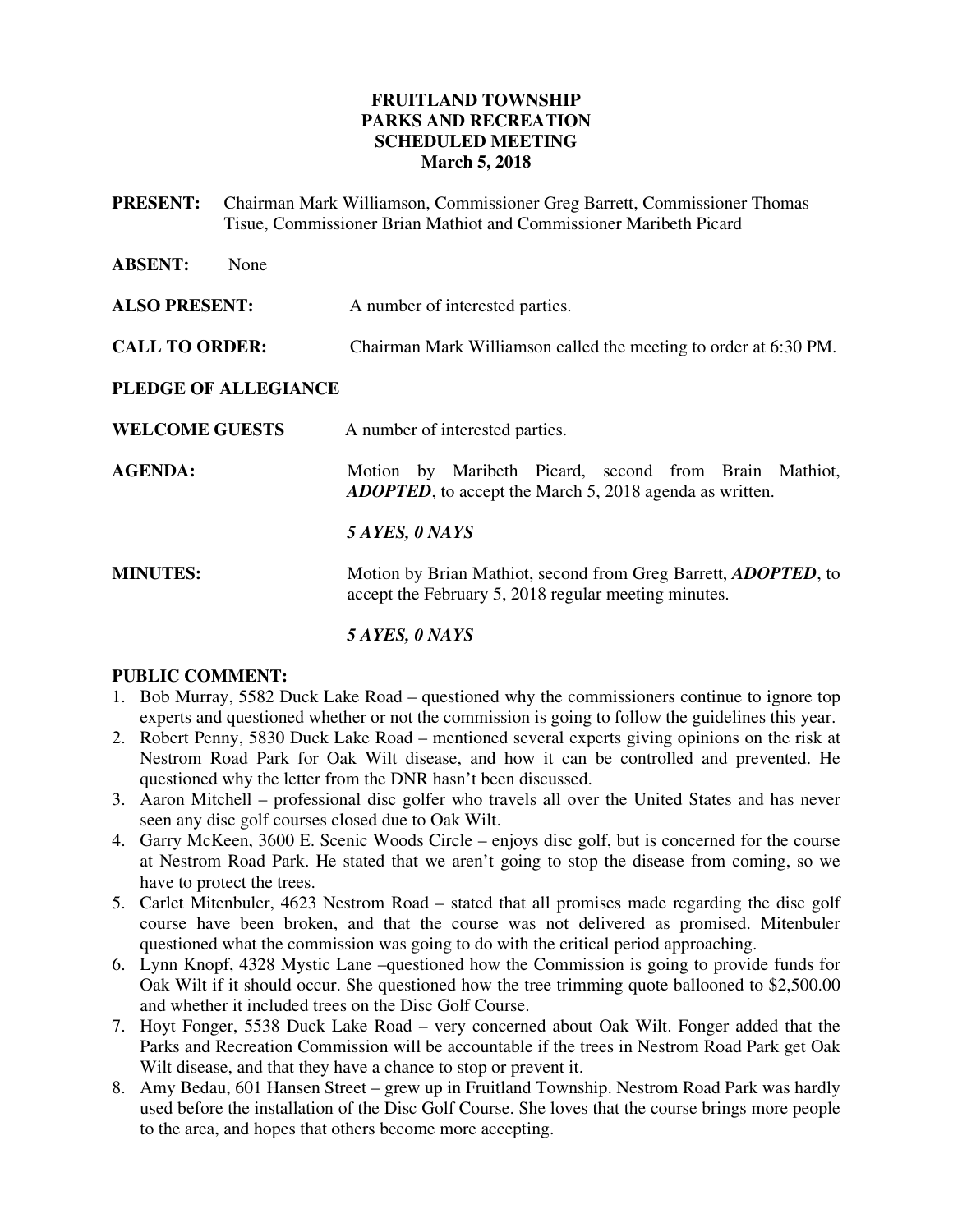**FRUITLAND TOWNSHIP**
**PARKS AND RECREATION**
**SCHEDULED MEETING**
**March 5, 2018**

**PRESENT:** Chairman Mark Williamson, Commissioner Greg Barrett, Commissioner Thomas Tisue, Commissioner Brian Mathiot and Commissioner Maribeth Picard

**ABSENT:** None

**ALSO PRESENT:** A number of interested parties.

**CALL TO ORDER:** Chairman Mark Williamson called the meeting to order at 6:30 PM.

**PLEDGE OF ALLEGIANCE**

**WELCOME GUESTS** A number of interested parties.

**AGENDA:** Motion by Maribeth Picard, second from Brain Mathiot, ***ADOPTED***, to accept the March 5, 2018 agenda as written.

***5 AYES, 0 NAYS***

**MINUTES:** Motion by Brian Mathiot, second from Greg Barrett, ***ADOPTED***, to accept the February 5, 2018 regular meeting minutes.

***5 AYES, 0 NAYS***

**PUBLIC COMMENT:**

1. Bob Murray, 5582 Duck Lake Road – questioned why the commissioners continue to ignore top experts and questioned whether or not the commission is going to follow the guidelines this year.
2. Robert Penny, 5830 Duck Lake Road – mentioned several experts giving opinions on the risk at Nestrom Road Park for Oak Wilt disease, and how it can be controlled and prevented. He questioned why the letter from the DNR hasn't been discussed.
3. Aaron Mitchell – professional disc golfer who travels all over the United States and has never seen any disc golf courses closed due to Oak Wilt.
4. Garry McKeen, 3600 E. Scenic Woods Circle – enjoys disc golf, but is concerned for the course at Nestrom Road Park. He stated that we aren't going to stop the disease from coming, so we have to protect the trees.
5. Carlet Mitenbuler, 4623 Nestrom Road – stated that all promises made regarding the disc golf course have been broken, and that the course was not delivered as promised. Mitenbuler questioned what the commission was going to do with the critical period approaching.
6. Lynn Knopf, 4328 Mystic Lane –questioned how the Commission is going to provide funds for Oak Wilt if it should occur. She questioned how the tree trimming quote ballooned to $2,500.00 and whether it included trees on the Disc Golf Course.
7. Hoyt Fonger, 5538 Duck Lake Road – very concerned about Oak Wilt. Fonger added that the Parks and Recreation Commission will be accountable if the trees in Nestrom Road Park get Oak Wilt disease, and that they have a chance to stop or prevent it.
8. Amy Bedau, 601 Hansen Street – grew up in Fruitland Township. Nestrom Road Park was hardly used before the installation of the Disc Golf Course. She loves that the course brings more people to the area, and hopes that others become more accepting.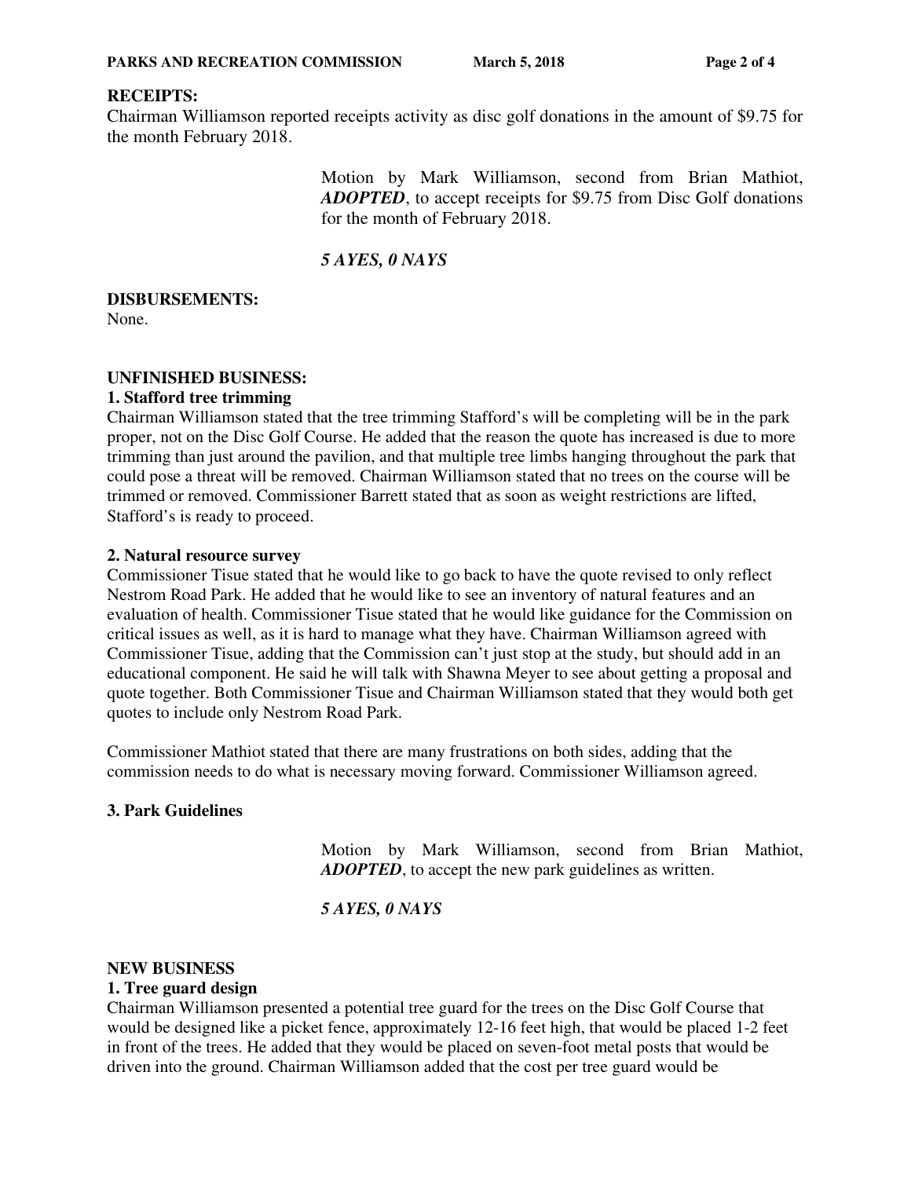**RECEIPTS:**
Chairman Williamson reported receipts activity as disc golf donations in the amount of $9.75 for the month February 2018.

> Motion by Mark Williamson, second from Brian Mathiot, ***ADOPTED***, to accept receipts for $9.75 from Disc Golf donations for the month of February 2018.
>
> ***5 AYES, 0 NAYS***

**DISBURSEMENTS:**
None.

**UNFINISHED BUSINESS:**

**1. Stafford tree trimming**
Chairman Williamson stated that the tree trimming Stafford's will be completing will be in the park proper, not on the Disc Golf Course. He added that the reason the quote has increased is due to more trimming than just around the pavilion, and that multiple tree limbs hanging throughout the park that could pose a threat will be removed. Chairman Williamson stated that no trees on the course will be trimmed or removed. Commissioner Barrett stated that as soon as weight restrictions are lifted, Stafford's is ready to proceed.

**2. Natural resource survey**
Commissioner Tisue stated that he would like to go back to have the quote revised to only reflect Nestrom Road Park. He added that he would like to see an inventory of natural features and an evaluation of health. Commissioner Tisue stated that he would like guidance for the Commission on critical issues as well, as it is hard to manage what they have. Chairman Williamson agreed with Commissioner Tisue, adding that the Commission can't just stop at the study, but should add in an educational component. He said he will talk with Shawna Meyer to see about getting a proposal and quote together. Both Commissioner Tisue and Chairman Williamson stated that they would both get quotes to include only Nestrom Road Park.

Commissioner Mathiot stated that there are many frustrations on both sides, adding that the commission needs to do what is necessary moving forward. Commissioner Williamson agreed.

**3. Park Guidelines**

> Motion by Mark Williamson, second from Brian Mathiot, ***ADOPTED***, to accept the new park guidelines as written.
>
> ***5 AYES, 0 NAYS***

**NEW BUSINESS**

**1. Tree guard design**
Chairman Williamson presented a potential tree guard for the trees on the Disc Golf Course that would be designed like a picket fence, approximately 12-16 feet high, that would be placed 1-2 feet in front of the trees. He added that they would be placed on seven-foot metal posts that would be driven into the ground. Chairman Williamson added that the cost per tree guard would be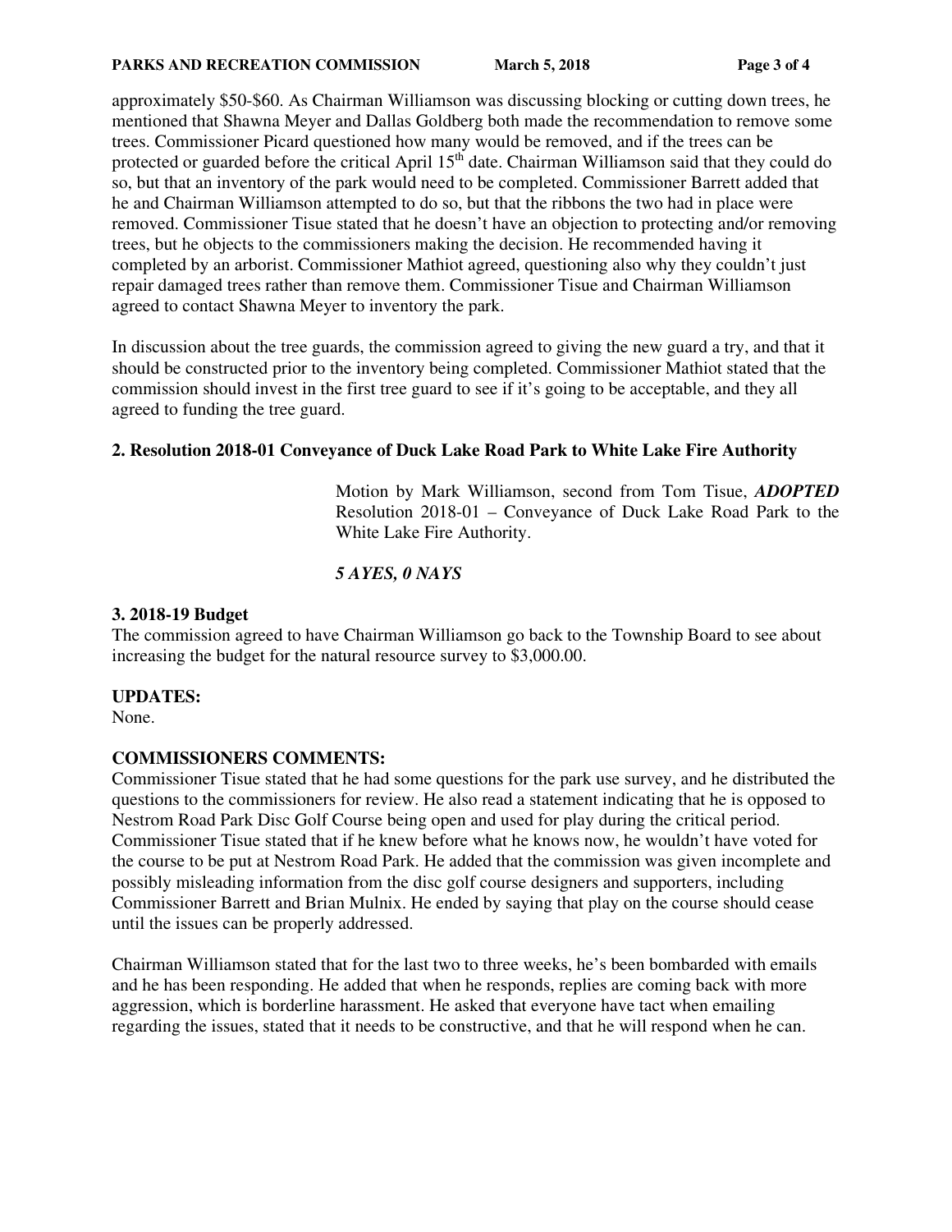approximately $50-$60. As Chairman Williamson was discussing blocking or cutting down trees, he mentioned that Shawna Meyer and Dallas Goldberg both made the recommendation to remove some trees. Commissioner Picard questioned how many would be removed, and if the trees can be protected or guarded before the critical April 15th date. Chairman Williamson said that they could do so, but that an inventory of the park would need to be completed. Commissioner Barrett added that he and Chairman Williamson attempted to do so, but that the ribbons the two had in place were removed. Commissioner Tisue stated that he doesn't have an objection to protecting and/or removing trees, but he objects to the commissioners making the decision. He recommended having it completed by an arborist. Commissioner Mathiot agreed, questioning also why they couldn't just repair damaged trees rather than remove them. Commissioner Tisue and Chairman Williamson agreed to contact Shawna Meyer to inventory the park.

In discussion about the tree guards, the commission agreed to giving the new guard a try, and that it should be constructed prior to the inventory being completed. Commissioner Mathiot stated that the commission should invest in the first tree guard to see if it's going to be acceptable, and they all agreed to funding the tree guard.

**2. Resolution 2018-01 Conveyance of Duck Lake Road Park to White Lake Fire Authority**

Motion by Mark Williamson, second from Tom Tisue, ***ADOPTED*** Resolution 2018-01 – Conveyance of Duck Lake Road Park to the White Lake Fire Authority.

***5 AYES, 0 NAYS***

**3. 2018-19 Budget**

The commission agreed to have Chairman Williamson go back to the Township Board to see about increasing the budget for the natural resource survey to $3,000.00.

**UPDATES:**

None.

**COMMISSIONERS COMMENTS:**

Commissioner Tisue stated that he had some questions for the park use survey, and he distributed the questions to the commissioners for review. He also read a statement indicating that he is opposed to Nestrom Road Park Disc Golf Course being open and used for play during the critical period. Commissioner Tisue stated that if he knew before what he knows now, he wouldn't have voted for the course to be put at Nestrom Road Park. He added that the commission was given incomplete and possibly misleading information from the disc golf course designers and supporters, including Commissioner Barrett and Brian Mulnix. He ended by saying that play on the course should cease until the issues can be properly addressed.

Chairman Williamson stated that for the last two to three weeks, he's been bombarded with emails and he has been responding. He added that when he responds, replies are coming back with more aggression, which is borderline harassment. He asked that everyone have tact when emailing regarding the issues, stated that it needs to be constructive, and that he will respond when he can.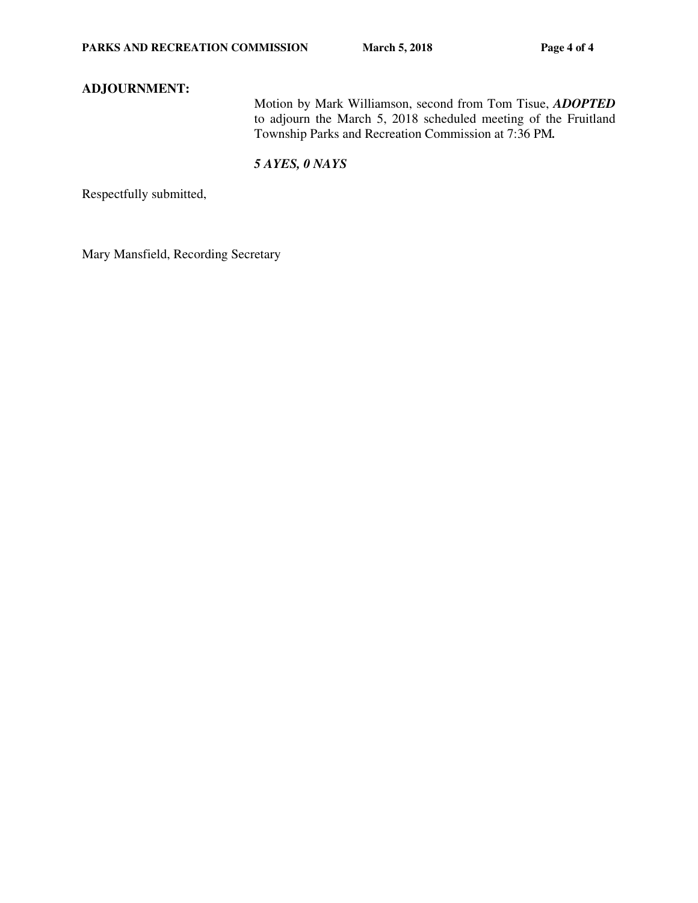**ADJOURNMENT:**

Motion by Mark Williamson, second from Tom Tisue, ***ADOPTED*** to adjourn the March 5, 2018 scheduled meeting of the Fruitland Township Parks and Recreation Commission at 7:36 PM**.**

***5 AYES, 0 NAYS***

Respectfully submitted,

Mary Mansfield, Recording Secretary